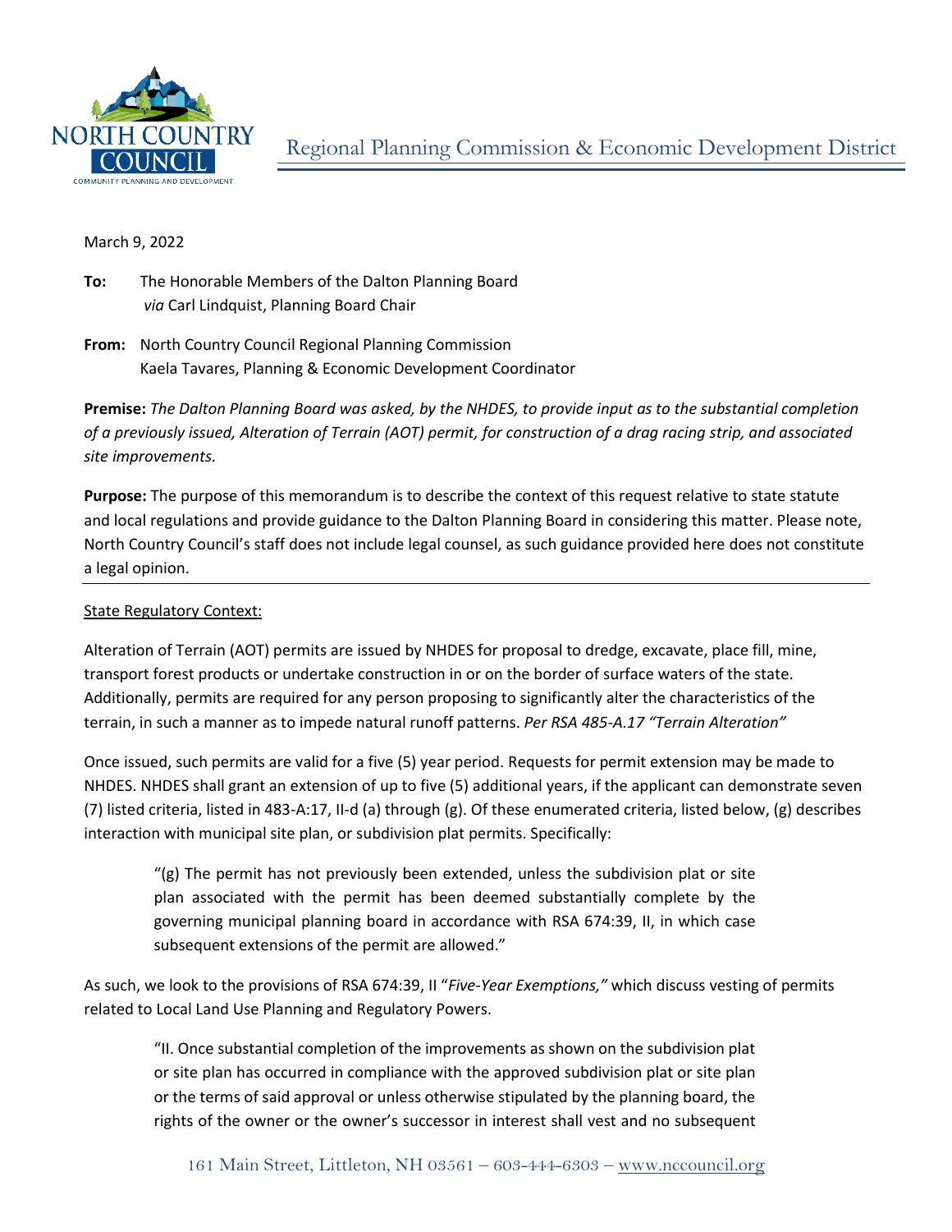Regional Planning Commission & Economic Development District

March 9, 2022

**To:** The Honorable Members of the Dalton Planning Board
*via* Carl Lindquist, Planning Board Chair

**From:** North Country Council Regional Planning Commission
Kaela Tavares, Planning & Economic Development Coordinator

**Premise:** *The Dalton Planning Board was asked, by the NHDES, to provide input as to the substantial completion of a previously issued, Alteration of Terrain (AOT) permit, for construction of a drag racing strip, and associated site improvements.*

**Purpose:** The purpose of this memorandum is to describe the context of this request relative to state statute and local regulations and provide guidance to the Dalton Planning Board in considering this matter. Please note, North Country Council's staff does not include legal counsel, as such guidance provided here does not constitute a legal opinion.

---

State Regulatory Context:

Alteration of Terrain (AOT) permits are issued by NHDES for proposal to dredge, excavate, place fill, mine, transport forest products or undertake construction in or on the border of surface waters of the state. Additionally, permits are required for any person proposing to significantly alter the characteristics of the terrain, in such a manner as to impede natural runoff patterns. *Per RSA 485-A.17 "Terrain Alteration"*

Once issued, such permits are valid for a five (5) year period. Requests for permit extension may be made to NHDES. NHDES shall grant an extension of up to five (5) additional years, if the applicant can demonstrate seven (7) listed criteria, listed in 483-A:17, II-d (a) through (g). Of these enumerated criteria, listed below, (g) describes interaction with municipal site plan, or subdivision plat permits. Specifically:

> "(g) The permit has not previously been extended, unless the subdivision plat or site plan associated with the permit has been deemed substantially complete by the governing municipal planning board in accordance with RSA 674:39, II, in which case subsequent extensions of the permit are allowed."

As such, we look to the provisions of RSA 674:39, II "*Five-Year Exemptions,*" which discuss vesting of permits related to Local Land Use Planning and Regulatory Powers.

> "II. Once substantial completion of the improvements as shown on the subdivision plat or site plan has occurred in compliance with the approved subdivision plat or site plan or the terms of said approval or unless otherwise stipulated by the planning board, the rights of the owner or the owner's successor in interest shall vest and no subsequent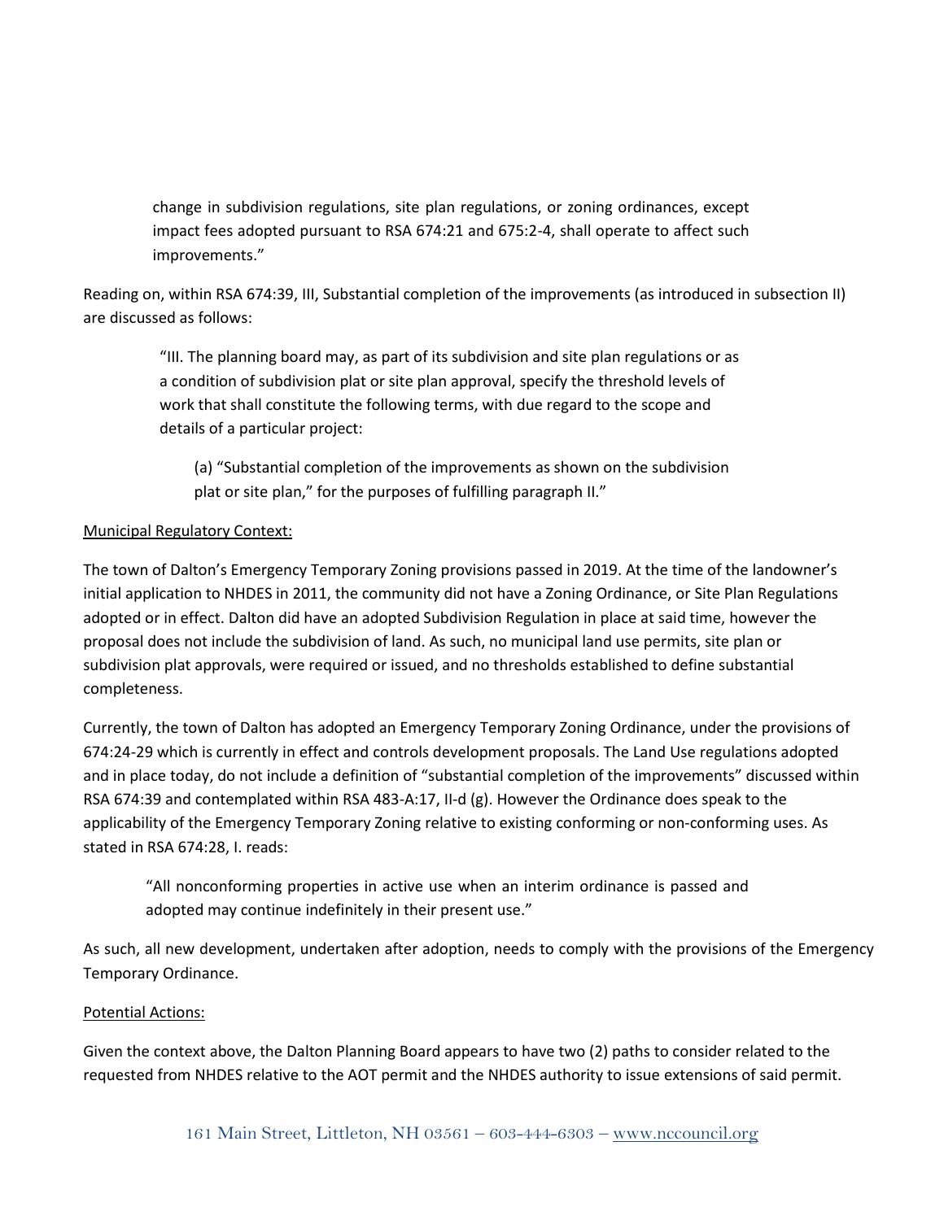> change in subdivision regulations, site plan regulations, or zoning ordinances, except impact fees adopted pursuant to RSA 674:21 and 675:2-4, shall operate to affect such improvements."

Reading on, within RSA 674:39, III, Substantial completion of the improvements (as introduced in subsection II) are discussed as follows:

> "III. The planning board may, as part of its subdivision and site plan regulations or as a condition of subdivision plat or site plan approval, specify the threshold levels of work that shall constitute the following terms, with due regard to the scope and details of a particular project:
>
> > (a) "Substantial completion of the improvements as shown on the subdivision plat or site plan," for the purposes of fulfilling paragraph II."

<u>Municipal Regulatory Context:</u>

The town of Dalton's Emergency Temporary Zoning provisions passed in 2019. At the time of the landowner's initial application to NHDES in 2011, the community did not have a Zoning Ordinance, or Site Plan Regulations adopted or in effect. Dalton did have an adopted Subdivision Regulation in place at said time, however the proposal does not include the subdivision of land. As such, no municipal land use permits, site plan or subdivision plat approvals, were required or issued, and no thresholds established to define substantial completeness.

Currently, the town of Dalton has adopted an Emergency Temporary Zoning Ordinance, under the provisions of 674:24-29 which is currently in effect and controls development proposals. The Land Use regulations adopted and in place today, do not include a definition of "substantial completion of the improvements" discussed within RSA 674:39 and contemplated within RSA 483-A:17, II-d (g). However the Ordinance does speak to the applicability of the Emergency Temporary Zoning relative to existing conforming or non-conforming uses. As stated in RSA 674:28, I. reads:

> "All nonconforming properties in active use when an interim ordinance is passed and adopted may continue indefinitely in their present use."

As such, all new development, undertaken after adoption, needs to comply with the provisions of the Emergency Temporary Ordinance.

<u>Potential Actions:</u>

Given the context above, the Dalton Planning Board appears to have two (2) paths to consider related to the requested from NHDES relative to the AOT permit and the NHDES authority to issue extensions of said permit.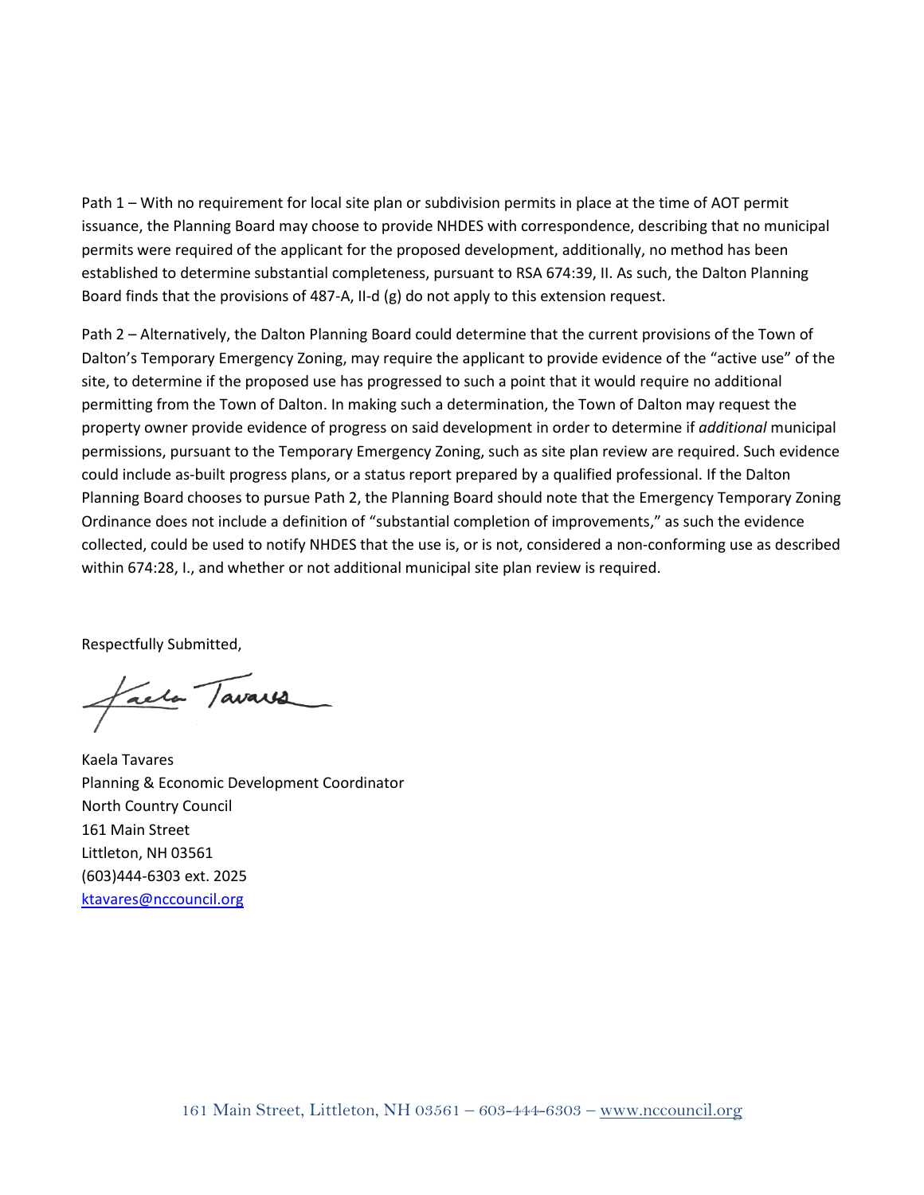Path 1 – With no requirement for local site plan or subdivision permits in place at the time of AOT permit issuance, the Planning Board may choose to provide NHDES with correspondence, describing that no municipal permits were required of the applicant for the proposed development, additionally, no method has been established to determine substantial completeness, pursuant to RSA 674:39, II. As such, the Dalton Planning Board finds that the provisions of 487-A, II-d (g) do not apply to this extension request.

Path 2 – Alternatively, the Dalton Planning Board could determine that the current provisions of the Town of Dalton's Temporary Emergency Zoning, may require the applicant to provide evidence of the "active use" of the site, to determine if the proposed use has progressed to such a point that it would require no additional permitting from the Town of Dalton. In making such a determination, the Town of Dalton may request the property owner provide evidence of progress on said development in order to determine if *additional* municipal permissions, pursuant to the Temporary Emergency Zoning, such as site plan review are required. Such evidence could include as-built progress plans, or a status report prepared by a qualified professional. If the Dalton Planning Board chooses to pursue Path 2, the Planning Board should note that the Emergency Temporary Zoning Ordinance does not include a definition of "substantial completion of improvements," as such the evidence collected, could be used to notify NHDES that the use is, or is not, considered a non-conforming use as described within 674:28, I., and whether or not additional municipal site plan review is required.

Respectfully Submitted,

Kaela Tavares
Planning & Economic Development Coordinator
North Country Council
161 Main Street
Littleton, NH 03561
(603)444-6303 ext. 2025
ktavares@nccouncil.org